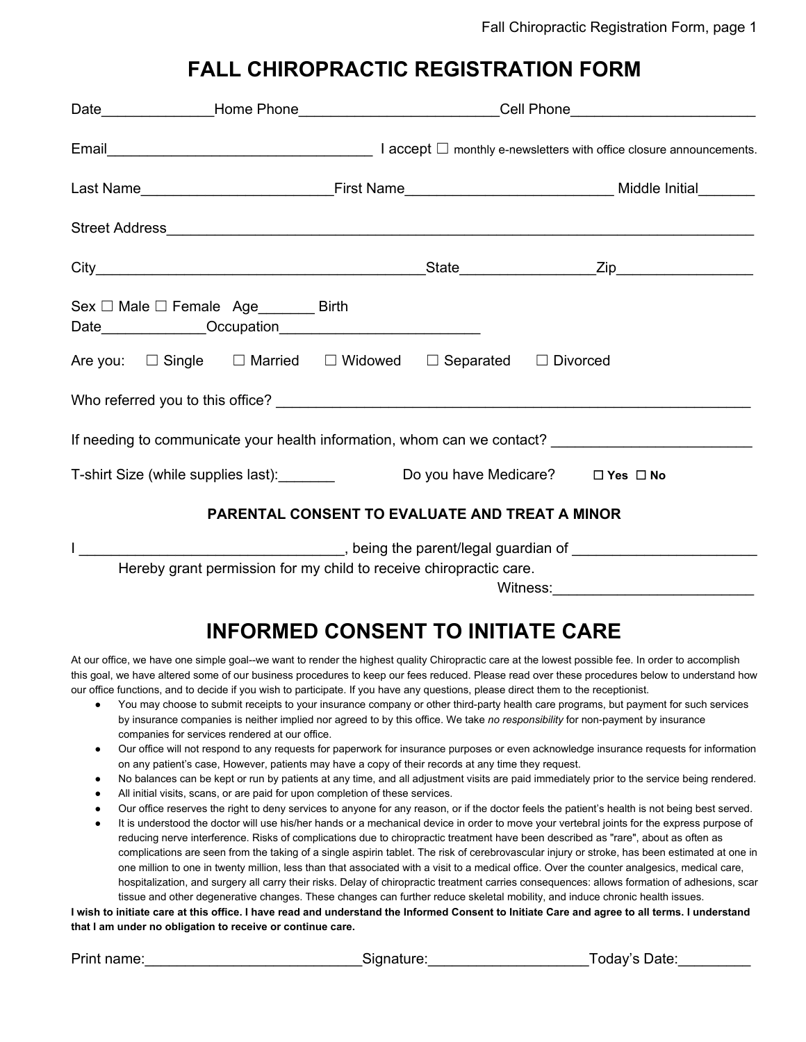# FALL CHIROPRACTIC REGISTRATION FORM

Date______________Home Phone_________________________Cell Phone_______________________

Email_________________________________ I accept ☐ monthly e-newsletters with office closure announcements.

Last Name________________________First Name__________________________ Middle Initial_______

Street Address__________________________________________________________________________

City_________________________________________State_________________Zip_________________

Sex ☐ Male ☐ Female Age_______ Birth Date_____________Occupation_________________________

Are you: ☐ Single ☐ Married ☐ Widowed ☐ Separated ☐ Divorced

Who referred you to this office? ____________________________________________________________

If needing to communicate your health information, whom can we contact? _________________________

T-shirt Size (while supplies last):_______ Do you have Medicare? ☐ **Yes** ☐ **No**

### PARENTAL CONSENT TO EVALUATE AND TREAT A MINOR

I _________________________________, being the parent/legal guardian of _______________________
Hereby grant permission for my child to receive chiropractic care.

Witness:_________________________

## INFORMED CONSENT TO INITIATE CARE

At our office, we have one simple goal--we want to render the highest quality Chiropractic care at the lowest possible fee. In order to accomplish this goal, we have altered some of our business procedures to keep our fees reduced. Please read over these procedures below to understand how our office functions, and to decide if you wish to participate. If you have any questions, please direct them to the receptionist.

- You may choose to submit receipts to your insurance company or other third-party health care programs, but payment for such services by insurance companies is neither implied nor agreed to by this office. We take *no responsibility* for non-payment by insurance companies for services rendered at our office.
- Our office will not respond to any requests for paperwork for insurance purposes or even acknowledge insurance requests for information on any patient's case, However, patients may have a copy of their records at any time they request.
- No balances can be kept or run by patients at any time, and all adjustment visits are paid immediately prior to the service being rendered.
- All initial visits, scans, or are paid for upon completion of these services.
- Our office reserves the right to deny services to anyone for any reason, or if the doctor feels the patient's health is not being best served.
- It is understood the doctor will use his/her hands or a mechanical device in order to move your vertebral joints for the express purpose of reducing nerve interference. Risks of complications due to chiropractic treatment have been described as "rare", about as often as complications are seen from the taking of a single aspirin tablet. The risk of cerebrovascular injury or stroke, has been estimated at one in one million to one in twenty million, less than that associated with a visit to a medical office. Over the counter analgesics, medical care, hospitalization, and surgery all carry their risks. Delay of chiropractic treatment carries consequences: allows formation of adhesions, scar tissue and other degenerative changes. These changes can further reduce skeletal mobility, and induce chronic health issues.

**I wish to initiate care at this office. I have read and understand the Informed Consent to Initiate Care and agree to all terms. I understand that I am under no obligation to receive or continue care.**

Print name:___________________________Signature:___________________Today's Date:_________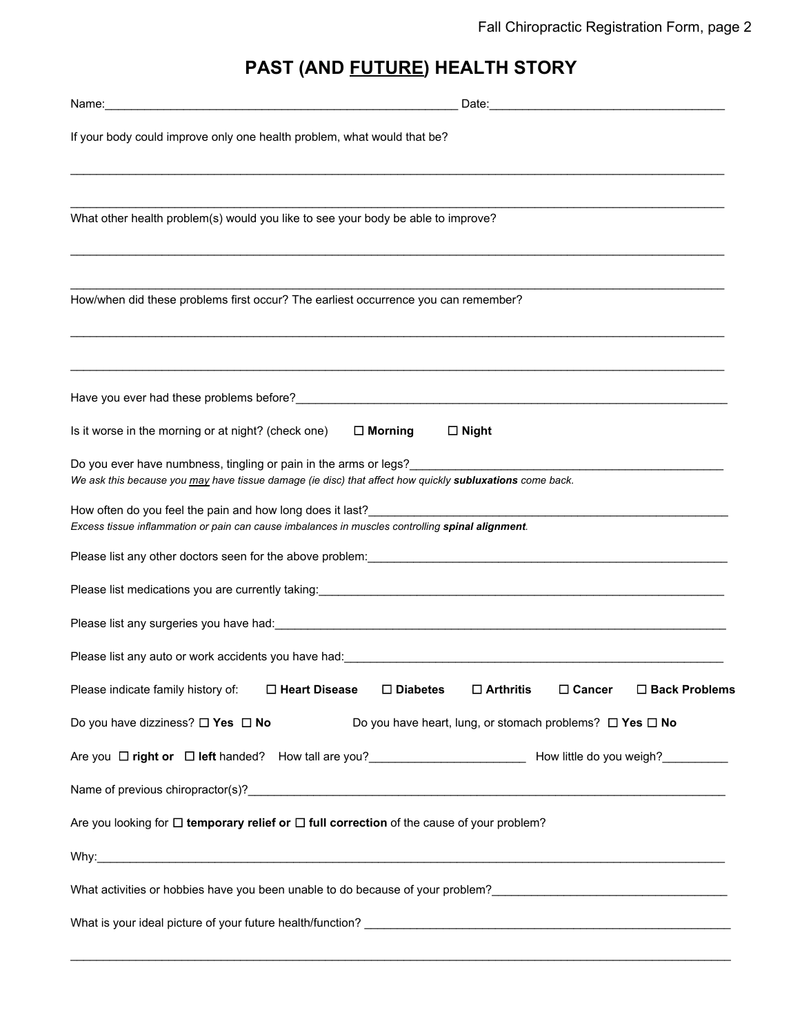# PAST (AND <u>FUTURE</u>) HEALTH STORY

Name:_______________________________________________ Date:_______________________________

If your body could improve only one health problem, what would that be?

_______________________________________________________________________________________

_______________________________________________________________________________________

What other health problem(s) would you like to see your body be able to improve?

_______________________________________________________________________________________

_______________________________________________________________________________________

How/when did these problems first occur? The earliest occurrence you can remember?

_______________________________________________________________________________________

_______________________________________________________________________________________

Have you ever had these problems before?_______________________________________________________

Is it worse in the morning or at night? (check one) ☐ **Morning** ☐ **Night**

Do you ever have numbness, tingling or pain in the arms or legs?_____________________________________

*We ask this because you <u>may</u> have tissue damage (ie disc) that affect how quickly **subluxations** come back.*

How often do you feel the pain and how long does it last?____________________________________________

*Excess tissue inflammation or pain can cause imbalances in muscles controlling **spinal alignment**.*

Please list any other doctors seen for the above problem:____________________________________________

Please list medications you are currently taking:____________________________________________________

Please list any surgeries you have had:_________________________________________________________

Please list any auto or work accidents you have had:_______________________________________________

Please indicate family history of: ☐ **Heart Disease** ☐ **Diabetes** ☐ **Arthritis** ☐ **Cancer** ☐ **Back Problems**

Do you have dizziness? ☐ **Yes** ☐ **No** Do you have heart, lung, or stomach problems? ☐ **Yes** ☐ **No**

Are you ☐ **right or** ☐ **left** handed? How tall are you?____________________ How little do you weigh?__________

Name of previous chiropractor(s)?______________________________________________________________

Are you looking for ☐ **temporary relief or** ☐ **full correction** of the cause of your problem?

Why:_____________________________________________________________________________________

What activities or hobbies have you been unable to do because of your problem?__________________________

What is your ideal picture of your future health/function? ____________________________________________

_______________________________________________________________________________________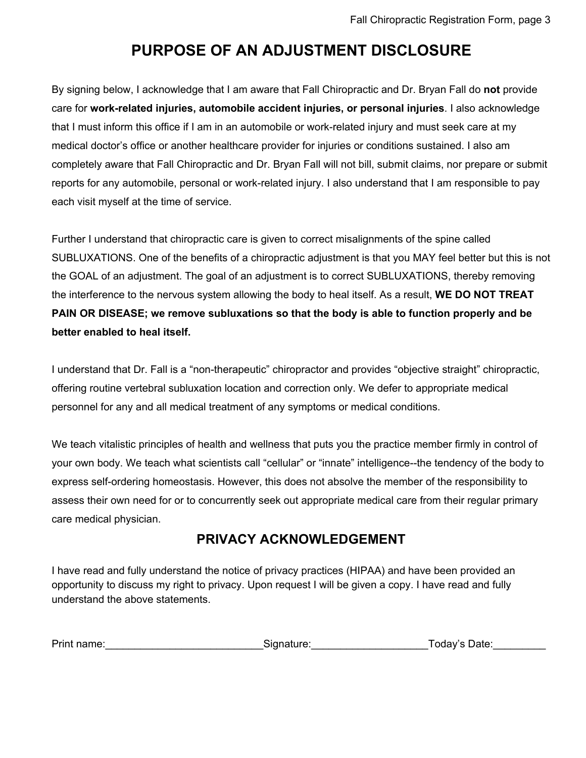# PURPOSE OF AN ADJUSTMENT DISCLOSURE

By signing below, I acknowledge that I am aware that Fall Chiropractic and Dr. Bryan Fall do **not** provide care for **work-related injuries, automobile accident injuries, or personal injuries**. I also acknowledge that I must inform this office if I am in an automobile or work-related injury and must seek care at my medical doctor's office or another healthcare provider for injuries or conditions sustained. I also am completely aware that Fall Chiropractic and Dr. Bryan Fall will not bill, submit claims, nor prepare or submit reports for any automobile, personal or work-related injury. I also understand that I am responsible to pay each visit myself at the time of service.

Further I understand that chiropractic care is given to correct misalignments of the spine called SUBLUXATIONS. One of the benefits of a chiropractic adjustment is that you MAY feel better but this is not the GOAL of an adjustment. The goal of an adjustment is to correct SUBLUXATIONS, thereby removing the interference to the nervous system allowing the body to heal itself. As a result, **WE DO NOT TREAT PAIN OR DISEASE; we remove subluxations so that the body is able to function properly and be better enabled to heal itself.**

I understand that Dr. Fall is a "non-therapeutic" chiropractor and provides "objective straight" chiropractic, offering routine vertebral subluxation location and correction only. We defer to appropriate medical personnel for any and all medical treatment of any symptoms or medical conditions.

We teach vitalistic principles of health and wellness that puts you the practice member firmly in control of your own body. We teach what scientists call "cellular" or "innate" intelligence--the tendency of the body to express self-ordering homeostasis. However, this does not absolve the member of the responsibility to assess their own need for or to concurrently seek out appropriate medical care from their regular primary care medical physician.

## PRIVACY ACKNOWLEDGEMENT

I have read and fully understand the notice of privacy practices (HIPAA) and have been provided an opportunity to discuss my right to privacy. Upon request I will be given a copy. I have read and fully understand the above statements.

Print name:___________________________Signature:____________________Today's Date:_________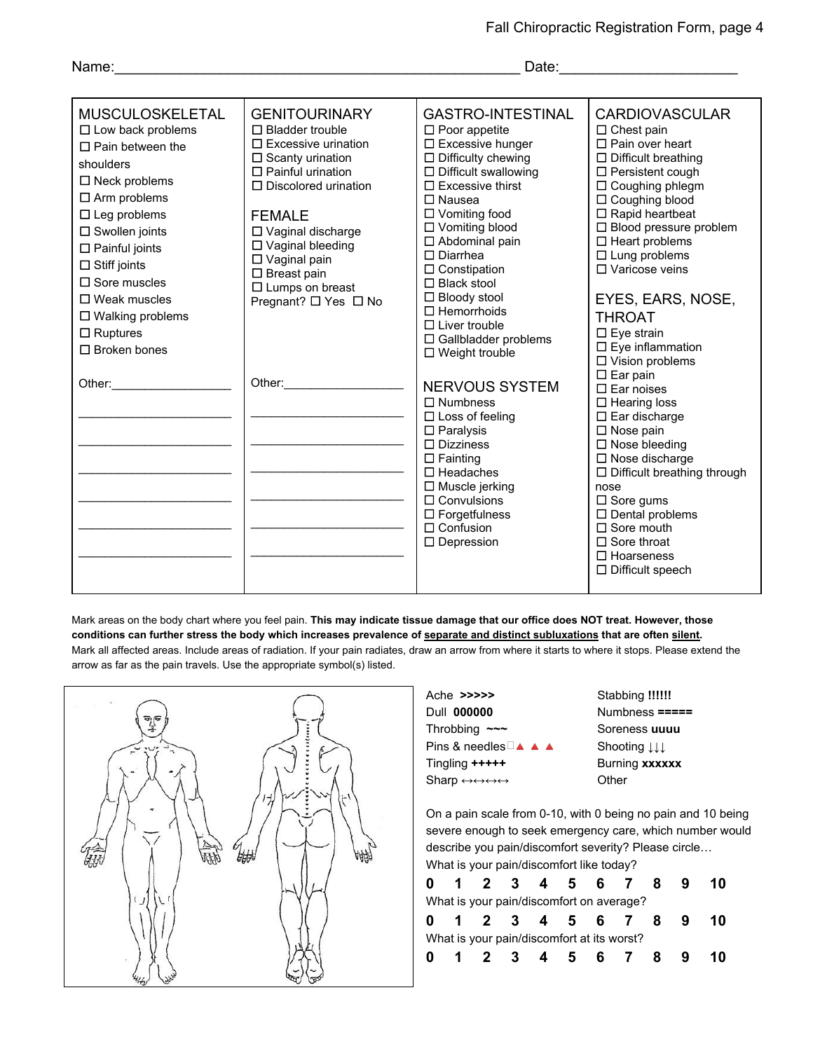Name:\_\_\_\_\_\_\_\_\_\_\_\_\_\_\_\_\_\_\_\_\_\_\_\_\_\_\_\_\_\_\_\_\_\_\_\_\_\_\_\_\_\_\_\_\_\_\_\_\_\_\_ Date:\_\_\_\_\_\_\_\_\_\_\_\_\_\_\_\_\_\_\_\_\_\_

## MUSCULOSKELETAL

- ☐ Low back problems
- ☐ Pain between the shoulders
- ☐ Neck problems
- ☐ Arm problems
- ☐ Leg problems
- ☐ Swollen joints
- ☐ Painful joints
- ☐ Stiff joints
- ☐ Sore muscles
- ☐ Weak muscles
- ☐ Walking problems
- ☐ Ruptures
- ☐ Broken bones

Other:\_\_\_\_\_\_\_\_\_\_\_\_\_\_\_\_\_\_

## GENITOURINARY

- ☐ Bladder trouble
- ☐ Excessive urination
- ☐ Scanty urination
- ☐ Painful urination
- ☐ Discolored urination

## FEMALE

- ☐ Vaginal discharge
- ☐ Vaginal bleeding
- ☐ Vaginal pain
- ☐ Breast pain
- ☐ Lumps on breast

Pregnant? ☐ Yes ☐ No

Other:\_\_\_\_\_\_\_\_\_\_\_\_\_\_\_\_\_\_

## GASTRO-INTESTINAL

- ☐ Poor appetite
- ☐ Excessive hunger
- ☐ Difficulty chewing
- ☐ Difficult swallowing
- ☐ Excessive thirst
- ☐ Nausea
- ☐ Vomiting food
- ☐ Vomiting blood
- ☐ Abdominal pain
- ☐ Diarrhea
- ☐ Constipation
- ☐ Black stool
- ☐ Bloody stool
- ☐ Hemorrhoids
- ☐ Liver trouble
- ☐ Gallbladder problems
- ☐ Weight trouble

## NERVOUS SYSTEM

- ☐ Numbness
- ☐ Loss of feeling
- ☐ Paralysis
- ☐ Dizziness
- ☐ Fainting
- ☐ Headaches
- ☐ Muscle jerking
- ☐ Convulsions
- ☐ Forgetfulness
- ☐ Confusion
- ☐ Depression

## CARDIOVASCULAR

- ☐ Chest pain
- ☐ Pain over heart
- ☐ Difficult breathing
- ☐ Persistent cough
- ☐ Coughing phlegm
- ☐ Coughing blood
- ☐ Rapid heartbeat
- ☐ Blood pressure problem
- ☐ Heart problems
- ☐ Lung problems
- ☐ Varicose veins

## EYES, EARS, NOSE, THROAT

- ☐ Eye strain
- ☐ Eye inflammation
- ☐ Vision problems
- ☐ Ear pain
- ☐ Ear noises
- ☐ Hearing loss
- ☐ Ear discharge
- ☐ Nose pain
- ☐ Nose bleeding
- ☐ Nose discharge
- ☐ Difficult breathing through nose
- ☐ Sore gums
- ☐ Dental problems
- ☐ Sore mouth
- ☐ Sore throat
- ☐ Hoarseness
- ☐ Difficult speech

Mark areas on the body chart where you feel pain. **This may indicate tissue damage that our office does NOT treat. However, those conditions can further stress the body which increases prevalence of <u>separate and distinct subluxations</u> that are often <u>silent</u>.** Mark all affected areas. Include areas of radiation. If your pain radiates, draw an arrow from where it starts to where it stops. Please extend the arrow as far as the pain travels. Use the appropriate symbol(s) listed.

| | |
|---|---|
| Ache **>>>>>** | Stabbing **!!!!!** |
| Dull **000000** | Numbness **=====** |
| Throbbing **~~~** | Soreness **uuuu** |
| Pins & needles ▲ ▲ ▲ | Shooting ↓↓↓ |
| Tingling **+++++** | Burning **xxxxxx** |
| Sharp ↔↔↔↔ | Other |

On a pain scale from 0-10, with 0 being no pain and 10 being severe enough to seek emergency care, which number would describe you pain/discomfort severity? Please circle…

What is your pain/discomfort like today?

**0 1 2 3 4 5 6 7 8 9 10**

What is your pain/discomfort on average?

**0 1 2 3 4 5 6 7 8 9 10**

What is your pain/discomfort at its worst?

**0 1 2 3 4 5 6 7 8 9 10**